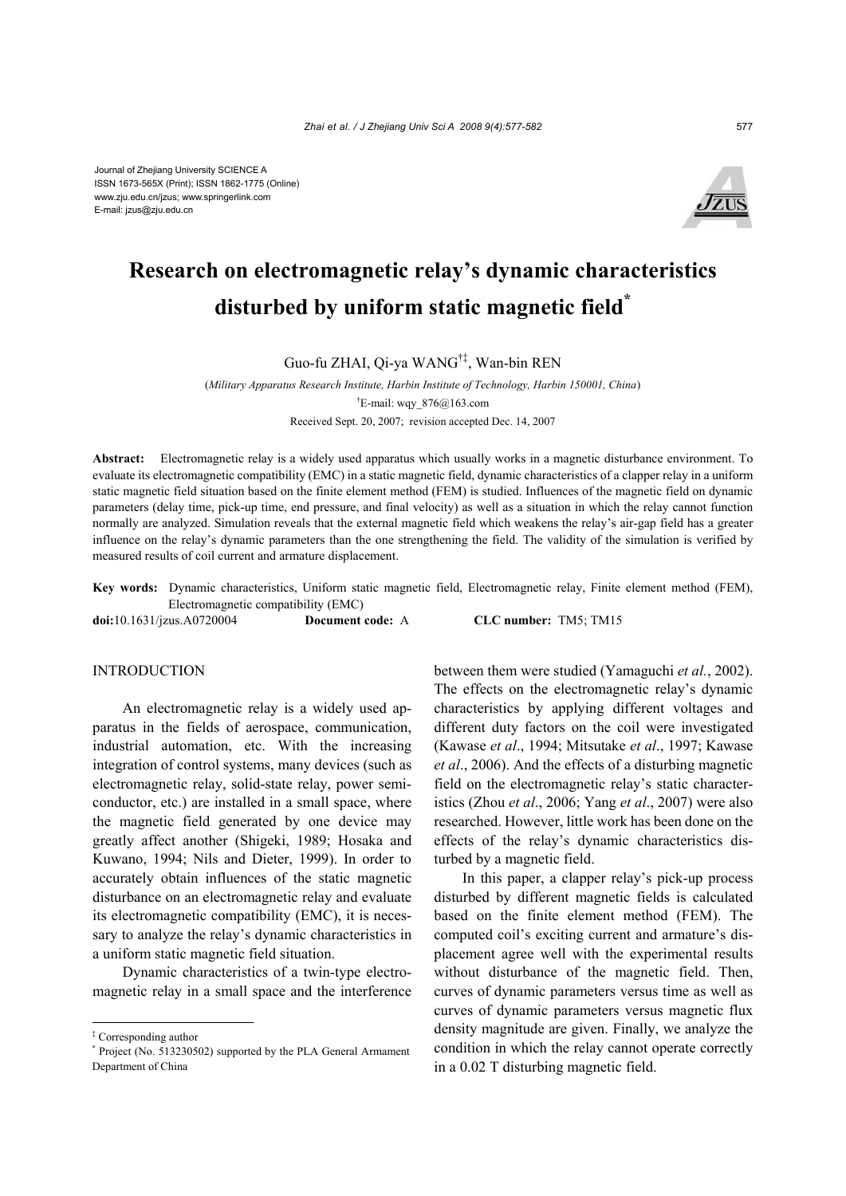Journal of Zhejiang University SCIENCE A
ISSN 1673-565X (Print); ISSN 1862-1775 (Online)
www.zju.edu.cn/jzus; www.springerlink.com
E-mail: jzus@zju.edu.cn

# Research on electromagnetic relay's dynamic characteristics disturbed by uniform static magnetic field*

Guo-fu ZHAI, Qi-ya WANG†‡, Wan-bin REN

(*Military Apparatus Research Institute, Harbin Institute of Technology, Harbin 150001, China*)

†E-mail: wqy_876@163.com

Received Sept. 20, 2007; revision accepted Dec. 14, 2007

**Abstract:** Electromagnetic relay is a widely used apparatus which usually works in a magnetic disturbance environment. To evaluate its electromagnetic compatibility (EMC) in a static magnetic field, dynamic characteristics of a clapper relay in a uniform static magnetic field situation based on the finite element method (FEM) is studied. Influences of the magnetic field on dynamic parameters (delay time, pick-up time, end pressure, and final velocity) as well as a situation in which the relay cannot function normally are analyzed. Simulation reveals that the external magnetic field which weakens the relay's air-gap field has a greater influence on the relay's dynamic parameters than the one strengthening the field. The validity of the simulation is verified by measured results of coil current and armature displacement.

**Key words:** Dynamic characteristics, Uniform static magnetic field, Electromagnetic relay, Finite element method (FEM), Electromagnetic compatibility (EMC)

**doi:**10.1631/jzus.A0720004 **Document code:** A **CLC number:** TM5; TM15

## INTRODUCTION

An electromagnetic relay is a widely used apparatus in the fields of aerospace, communication, industrial automation, etc. With the increasing integration of control systems, many devices (such as electromagnetic relay, solid-state relay, power semiconductor, etc.) are installed in a small space, where the magnetic field generated by one device may greatly affect another (Shigeki, 1989; Hosaka and Kuwano, 1994; Nils and Dieter, 1999). In order to accurately obtain influences of the static magnetic disturbance on an electromagnetic relay and evaluate its electromagnetic compatibility (EMC), it is necessary to analyze the relay's dynamic characteristics in a uniform static magnetic field situation.

Dynamic characteristics of a twin-type electromagnetic relay in a small space and the interference between them were studied (Yamaguchi *et al*., 2002). The effects on the electromagnetic relay's dynamic characteristics by applying different voltages and different duty factors on the coil were investigated (Kawase *et al*., 1994; Mitsutake *et al*., 1997; Kawase *et al*., 2006). And the effects of a disturbing magnetic field on the electromagnetic relay's static characteristics (Zhou *et al*., 2006; Yang *et al*., 2007) were also researched. However, little work has been done on the effects of the relay's dynamic characteristics disturbed by a magnetic field.

In this paper, a clapper relay's pick-up process disturbed by different magnetic fields is calculated based on the finite element method (FEM). The computed coil's exciting current and armature's displacement agree well with the experimental results without disturbance of the magnetic field. Then, curves of dynamic parameters versus time as well as curves of dynamic parameters versus magnetic flux density magnitude are given. Finally, we analyze the condition in which the relay cannot operate correctly in a 0.02 T disturbing magnetic field.

‡ Corresponding author

\* Project (No. 513230502) supported by the PLA General Armament Department of China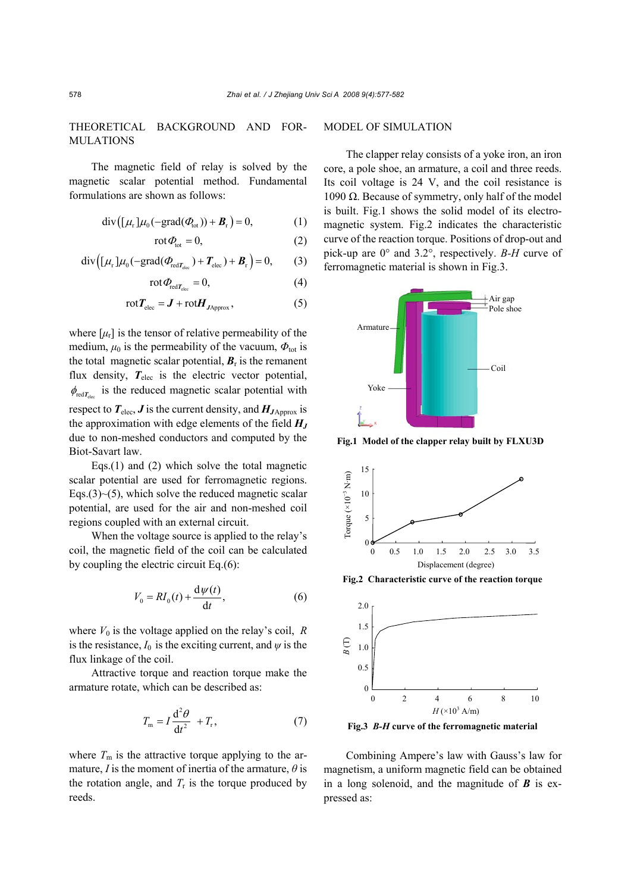## THEORETICAL BACKGROUND AND FORMULATIONS

The magnetic field of relay is solved by the magnetic scalar potential method. Fundamental formulations are shown as follows:

$$\text{div}\left([\mu_r]\mu_0(-\text{grad}(\Phi_{\text{tot}})) + \boldsymbol{B}_r\right) = 0, \tag{1}$$

$$\text{rot}\,\Phi_{\text{tot}} = 0, \tag{2}$$

$$\text{div}\left([\mu_r]\mu_0(-\text{grad}(\Phi_{\text{red}\boldsymbol{T}_{\text{elec}}}) + \boldsymbol{T}_{\text{elec}}) + \boldsymbol{B}_r\right) = 0, \tag{3}$$

$$\text{rot}\,\Phi_{\text{red}\boldsymbol{T}_{\text{elec}}} = 0, \tag{4}$$

$$\text{rot}\,\boldsymbol{T}_{\text{elec}} = \boldsymbol{J} + \text{rot}\,\boldsymbol{H}_{\boldsymbol{J}\text{Approx}}, \tag{5}$$

where $[\mu_r]$ is the tensor of relative permeability of the medium, $\mu_0$ is the permeability of the vacuum, $\Phi_{\text{tot}}$ is the total magnetic scalar potential, $\boldsymbol{B}_r$ is the remanent flux density, $\boldsymbol{T}_{\text{elec}}$ is the electric vector potential, $\phi_{\text{red}\boldsymbol{T}_{\text{elec}}}$ is the reduced magnetic scalar potential with respect to $\boldsymbol{T}_{\text{elec}}$, $\boldsymbol{J}$ is the current density, and $\boldsymbol{H}_{\boldsymbol{J}\text{Approx}}$ is the approximation with edge elements of the field $\boldsymbol{H}_{\boldsymbol{J}}$ due to non-meshed conductors and computed by the Biot-Savart law.

Eqs.(1) and (2) which solve the total magnetic scalar potential are used for ferromagnetic regions. Eqs.(3)~(5), which solve the reduced magnetic scalar potential, are used for the air and non-meshed coil regions coupled with an external circuit.

When the voltage source is applied to the relay's coil, the magnetic field of the coil can be calculated by coupling the electric circuit Eq.(6):

$$V_0 = RI_0(t) + \frac{\mathrm{d}\psi(t)}{\mathrm{d}t}, \tag{6}$$

where $V_0$ is the voltage applied on the relay's coil, $R$ is the resistance, $I_0$ is the exciting current, and $\psi$ is the flux linkage of the coil.

Attractive torque and reaction torque make the armature rotate, which can be described as:

$$T_m = I\frac{\mathrm{d}^2\theta}{\mathrm{d}t^2} + T_r, \tag{7}$$

where $T_m$ is the attractive torque applying to the armature, $I$ is the moment of inertia of the armature, $\theta$ is the rotation angle, and $T_r$ is the torque produced by reeds.

## MODEL OF SIMULATION

The clapper relay consists of a yoke iron, an iron core, a pole shoe, an armature, a coil and three reeds. Its coil voltage is 24 V, and the coil resistance is 1090 Ω. Because of symmetry, only half of the model is built. Fig.1 shows the solid model of its electromagnetic system. Fig.2 indicates the characteristic curve of the reaction torque. Positions of drop-out and pick-up are 0° and 3.2°, respectively. *B*-*H* curve of ferromagnetic material is shown in Fig.3.

**Fig.1 Model of the clapper relay built by FLXU3D**

**Fig.2 Characteristic curve of the reaction torque**

**Fig.3 *B*-*H* curve of the ferromagnetic material**

Combining Ampere's law with Gauss's law for magnetism, a uniform magnetic field can be obtained in a long solenoid, and the magnitude of $\boldsymbol{B}$ is expressed as: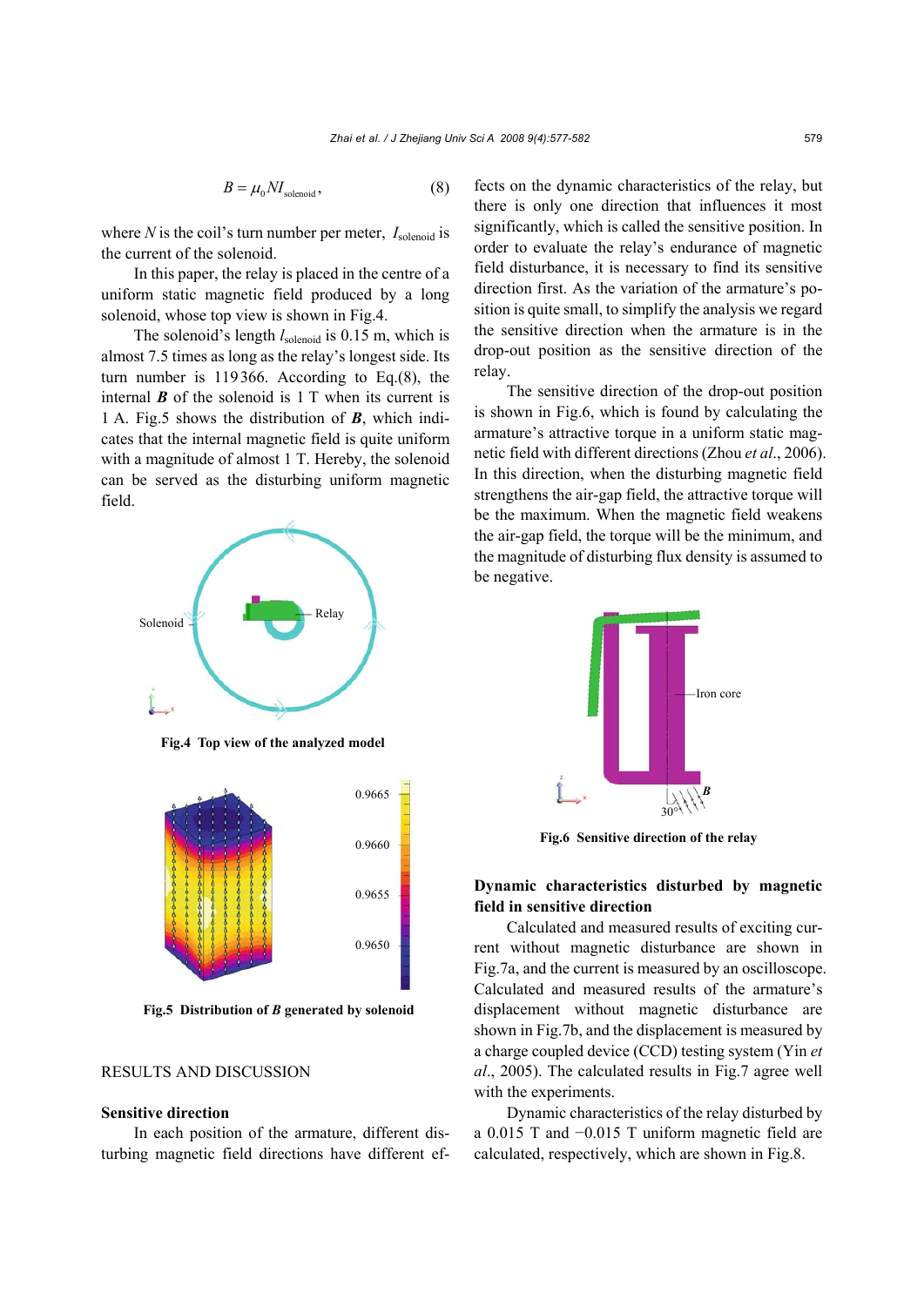$$B = \mu_0 N I_{\text{solenoid}}, \tag{8}$$

where $N$ is the coil's turn number per meter, $I_{\text{solenoid}}$ is the current of the solenoid.

In this paper, the relay is placed in the centre of a uniform static magnetic field produced by a long solenoid, whose top view is shown in Fig.4.

The solenoid's length $l_{\text{solenoid}}$ is 0.15 m, which is almost 7.5 times as long as the relay's longest side. Its turn number is 119366. According to Eq.(8), the internal $\boldsymbol{B}$ of the solenoid is 1 T when its current is 1 A. Fig.5 shows the distribution of $\boldsymbol{B}$, which indicates that the internal magnetic field is quite uniform with a magnitude of almost 1 T. Hereby, the solenoid can be served as the disturbing uniform magnetic field.

**Fig.4 Top view of the analyzed model**

**Fig.5 Distribution of *B* generated by solenoid**

## RESULTS AND DISCUSSION

### Sensitive direction

In each position of the armature, different disturbing magnetic field directions have different effects on the dynamic characteristics of the relay, but there is only one direction that influences it most significantly, which is called the sensitive position. In order to evaluate the relay's endurance of magnetic field disturbance, it is necessary to find its sensitive direction first. As the variation of the armature's position is quite small, to simplify the analysis we regard the sensitive direction when the armature is in the drop-out position as the sensitive direction of the relay.

The sensitive direction of the drop-out position is shown in Fig.6, which is found by calculating the armature's attractive torque in a uniform static magnetic field with different directions (Zhou *et al*., 2006). In this direction, when the disturbing magnetic field strengthens the air-gap field, the attractive torque will be the maximum. When the magnetic field weakens the air-gap field, the torque will be the minimum, and the magnitude of disturbing flux density is assumed to be negative.

**Fig.6 Sensitive direction of the relay**

### Dynamic characteristics disturbed by magnetic field in sensitive direction

Calculated and measured results of exciting current without magnetic disturbance are shown in Fig.7a, and the current is measured by an oscilloscope. Calculated and measured results of the armature's displacement without magnetic disturbance are shown in Fig.7b, and the displacement is measured by a charge coupled device (CCD) testing system (Yin *et al*., 2005). The calculated results in Fig.7 agree well with the experiments.

Dynamic characteristics of the relay disturbed by a 0.015 T and −0.015 T uniform magnetic field are calculated, respectively, which are shown in Fig.8.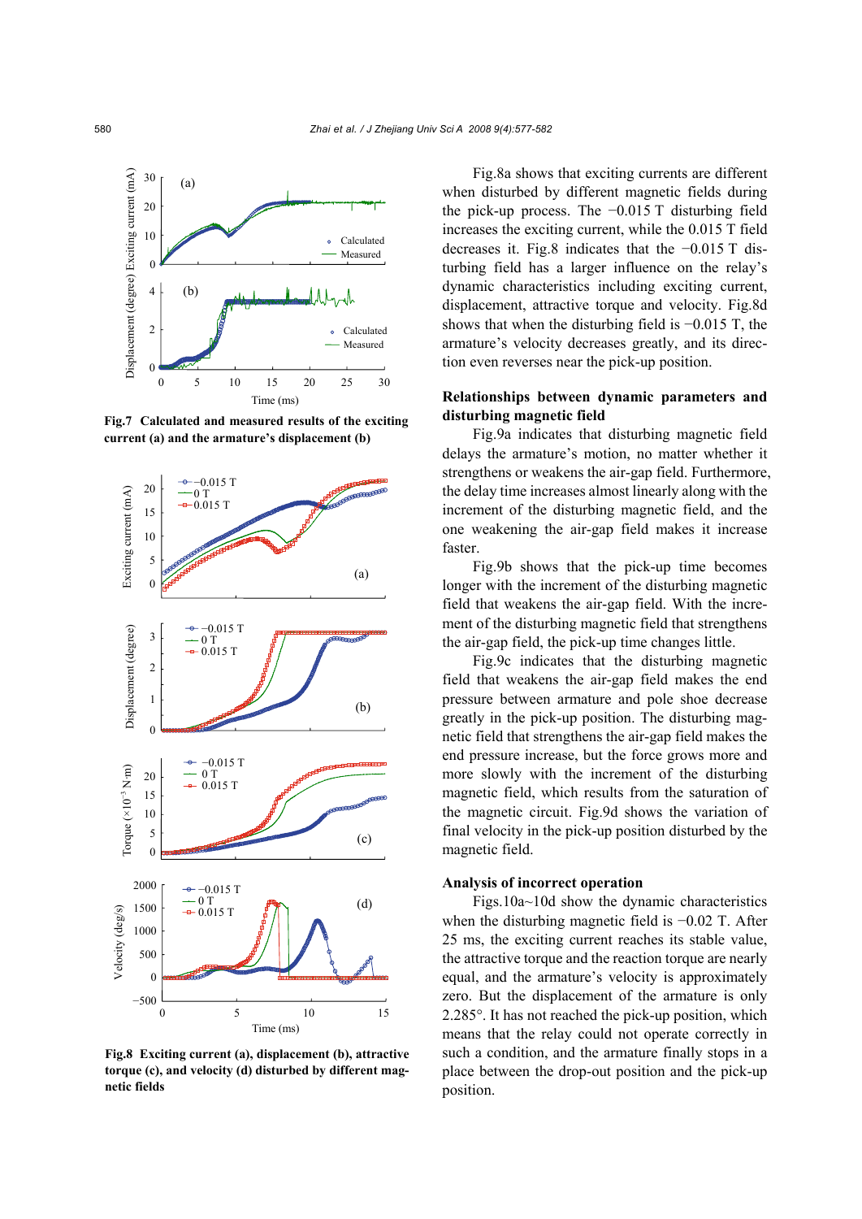**Fig.7 Calculated and measured results of the exciting current (a) and the armature's displacement (b)**

**Fig.8 Exciting current (a), displacement (b), attractive torque (c), and velocity (d) disturbed by different magnetic fields**

Fig.8a shows that exciting currents are different when disturbed by different magnetic fields during the pick-up process. The −0.015 T disturbing field increases the exciting current, while the 0.015 T field decreases it. Fig.8 indicates that the −0.015 T disturbing field has a larger influence on the relay's dynamic characteristics including exciting current, displacement, attractive torque and velocity. Fig.8d shows that when the disturbing field is −0.015 T, the armature's velocity decreases greatly, and its direction even reverses near the pick-up position.

## Relationships between dynamic parameters and disturbing magnetic field

Fig.9a indicates that disturbing magnetic field delays the armature's motion, no matter whether it strengthens or weakens the air-gap field. Furthermore, the delay time increases almost linearly along with the increment of the disturbing magnetic field, and the one weakening the air-gap field makes it increase faster.

Fig.9b shows that the pick-up time becomes longer with the increment of the disturbing magnetic field that weakens the air-gap field. With the increment of the disturbing magnetic field that strengthens the air-gap field, the pick-up time changes little.

Fig.9c indicates that the disturbing magnetic field that weakens the air-gap field makes the end pressure between armature and pole shoe decrease greatly in the pick-up position. The disturbing magnetic field that strengthens the air-gap field makes the end pressure increase, but the force grows more and more slowly with the increment of the disturbing magnetic field, which results from the saturation of the magnetic circuit. Fig.9d shows the variation of final velocity in the pick-up position disturbed by the magnetic field.

## Analysis of incorrect operation

Figs.10a~10d show the dynamic characteristics when the disturbing magnetic field is −0.02 T. After 25 ms, the exciting current reaches its stable value, the attractive torque and the reaction torque are nearly equal, and the armature's velocity is approximately zero. But the displacement of the armature is only 2.285°. It has not reached the pick-up position, which means that the relay could not operate correctly in such a condition, and the armature finally stops in a place between the drop-out position and the pick-up position.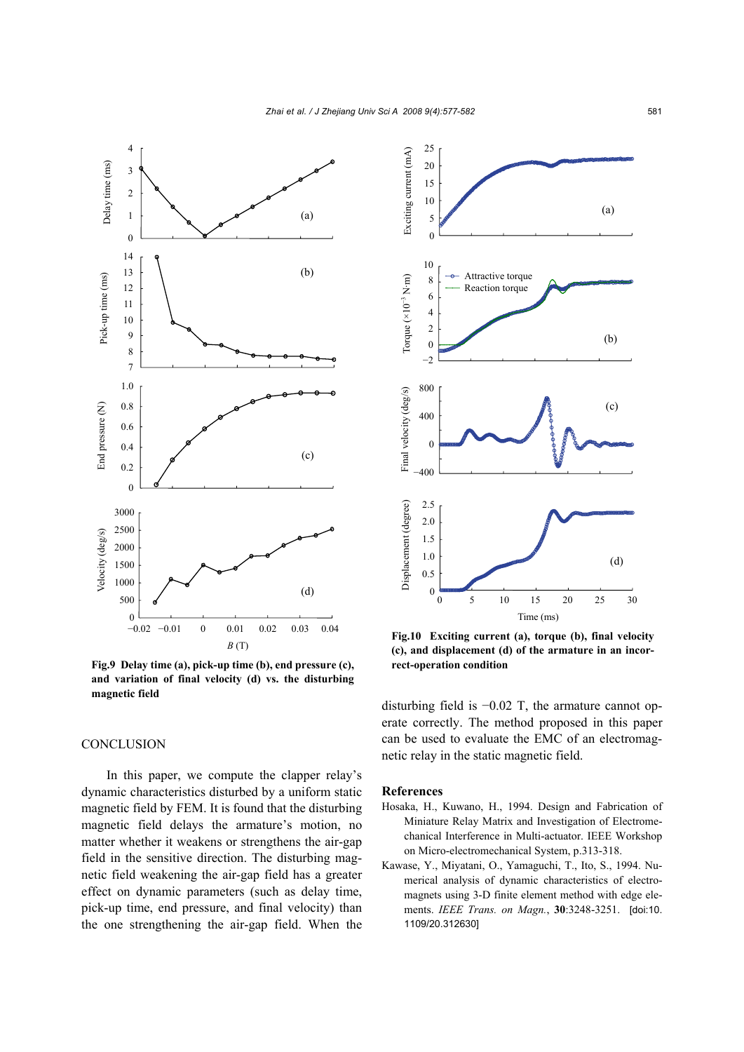Fig.9 Delay time (a), pick-up time (b), end pressure (c), and variation of final velocity (d) vs. the disturbing magnetic field

Fig.10 Exciting current (a), torque (b), final velocity (c), and displacement (d) of the armature in an incorrect-operation condition

## CONCLUSION

In this paper, we compute the clapper relay's dynamic characteristics disturbed by a uniform static magnetic field by FEM. It is found that the disturbing magnetic field delays the armature's motion, no matter whether it weakens or strengthens the air-gap field in the sensitive direction. The disturbing magnetic field weakening the air-gap field has a greater effect on dynamic parameters (such as delay time, pick-up time, end pressure, and final velocity) than the one strengthening the air-gap field. When the disturbing field is −0.02 T, the armature cannot operate correctly. The method proposed in this paper can be used to evaluate the EMC of an electromagnetic relay in the static magnetic field.

## References

Hosaka, H., Kuwano, H., 1994. Design and Fabrication of Miniature Relay Matrix and Investigation of Electromechanical Interference in Multi-actuator. IEEE Workshop on Micro-electromechanical System, p.313-318.

Kawase, Y., Miyatani, O., Yamaguchi, T., Ito, S., 1994. Numerical analysis of dynamic characteristics of electromagnets using 3-D finite element method with edge elements. *IEEE Trans. on Magn.*, **30**:3248-3251. [doi:10.1109/20.312630]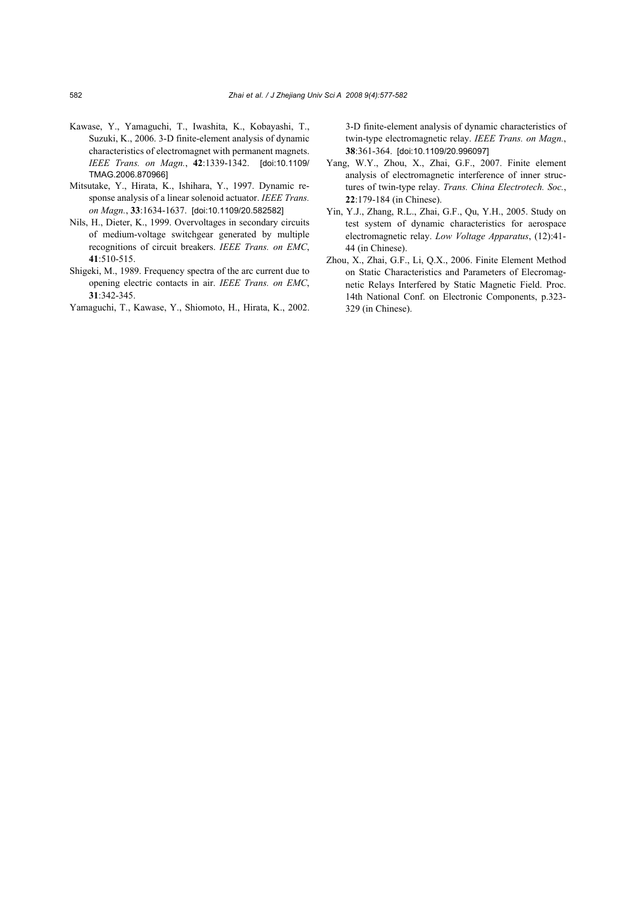Kawase, Y., Yamaguchi, T., Iwashita, K., Kobayashi, T., Suzuki, K., 2006. 3-D finite-element analysis of dynamic characteristics of electromagnet with permanent magnets. *IEEE Trans. on Magn.*, **42**:1339-1342. [doi:10.1109/TMAG.2006.870966]

Mitsutake, Y., Hirata, K., Ishihara, Y., 1997. Dynamic response analysis of a linear solenoid actuator. *IEEE Trans. on Magn.*, **33**:1634-1637. [doi:10.1109/20.582582]

Nils, H., Dieter, K., 1999. Overvoltages in secondary circuits of medium-voltage switchgear generated by multiple recognitions of circuit breakers. *IEEE Trans. on EMC*, **41**:510-515.

Shigeki, M., 1989. Frequency spectra of the arc current due to opening electric contacts in air. *IEEE Trans. on EMC*, **31**:342-345.

Yamaguchi, T., Kawase, Y., Shiomoto, H., Hirata, K., 2002. 3-D finite-element analysis of dynamic characteristics of twin-type electromagnetic relay. *IEEE Trans. on Magn.*, **38**:361-364. [doi:10.1109/20.996097]

Yang, W.Y., Zhou, X., Zhai, G.F., 2007. Finite element analysis of electromagnetic interference of inner structures of twin-type relay. *Trans. China Electrotech. Soc.*, **22**:179-184 (in Chinese).

Yin, Y.J., Zhang, R.L., Zhai, G.F., Qu, Y.H., 2005. Study on test system of dynamic characteristics for aerospace electromagnetic relay. *Low Voltage Apparatus*, (12):41-44 (in Chinese).

Zhou, X., Zhai, G.F., Li, Q.X., 2006. Finite Element Method on Static Characteristics and Parameters of Elecromagnetic Relays Interfered by Static Magnetic Field. Proc. 14th National Conf. on Electronic Components, p.323-329 (in Chinese).